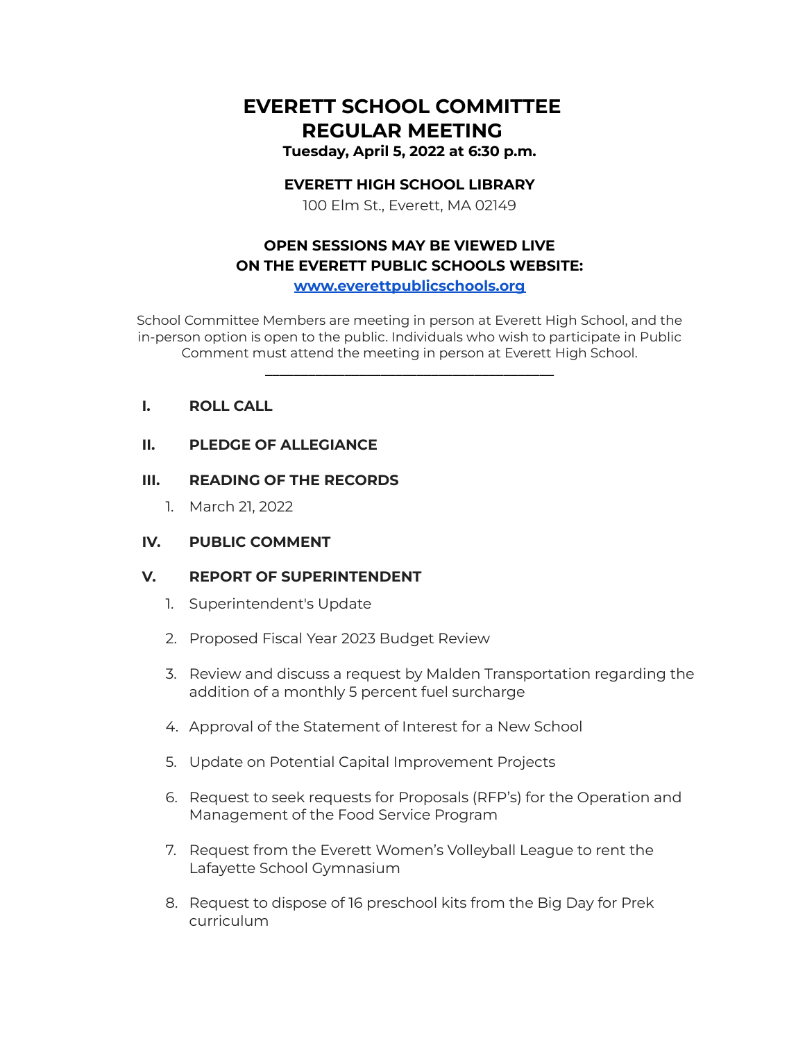# EVERETT SCHOOL COMMITTEE
# REGULAR MEETING

**Tuesday, April 5, 2022 at 6:30 p.m.**

**EVERETT HIGH SCHOOL LIBRARY**

100 Elm St., Everett, MA 02149

**OPEN SESSIONS MAY BE VIEWED LIVE ON THE EVERETT PUBLIC SCHOOLS WEBSITE:**

**www.everettpublicschools.org**

School Committee Members are meeting in person at Everett High School, and the in-person option is open to the public. Individuals who wish to participate in Public Comment must attend the meeting in person at Everett High School.

---

## I. ROLL CALL

## II. PLEDGE OF ALLEGIANCE

## III. READING OF THE RECORDS

1. March 21, 2022

## IV. PUBLIC COMMENT

## V. REPORT OF SUPERINTENDENT

1. Superintendent's Update
2. Proposed Fiscal Year 2023 Budget Review
3. Review and discuss a request by Malden Transportation regarding the addition of a monthly 5 percent fuel surcharge
4. Approval of the Statement of Interest for a New School
5. Update on Potential Capital Improvement Projects
6. Request to seek requests for Proposals (RFP's) for the Operation and Management of the Food Service Program
7. Request from the Everett Women's Volleyball League to rent the Lafayette School Gymnasium
8. Request to dispose of 16 preschool kits from the Big Day for Prek curriculum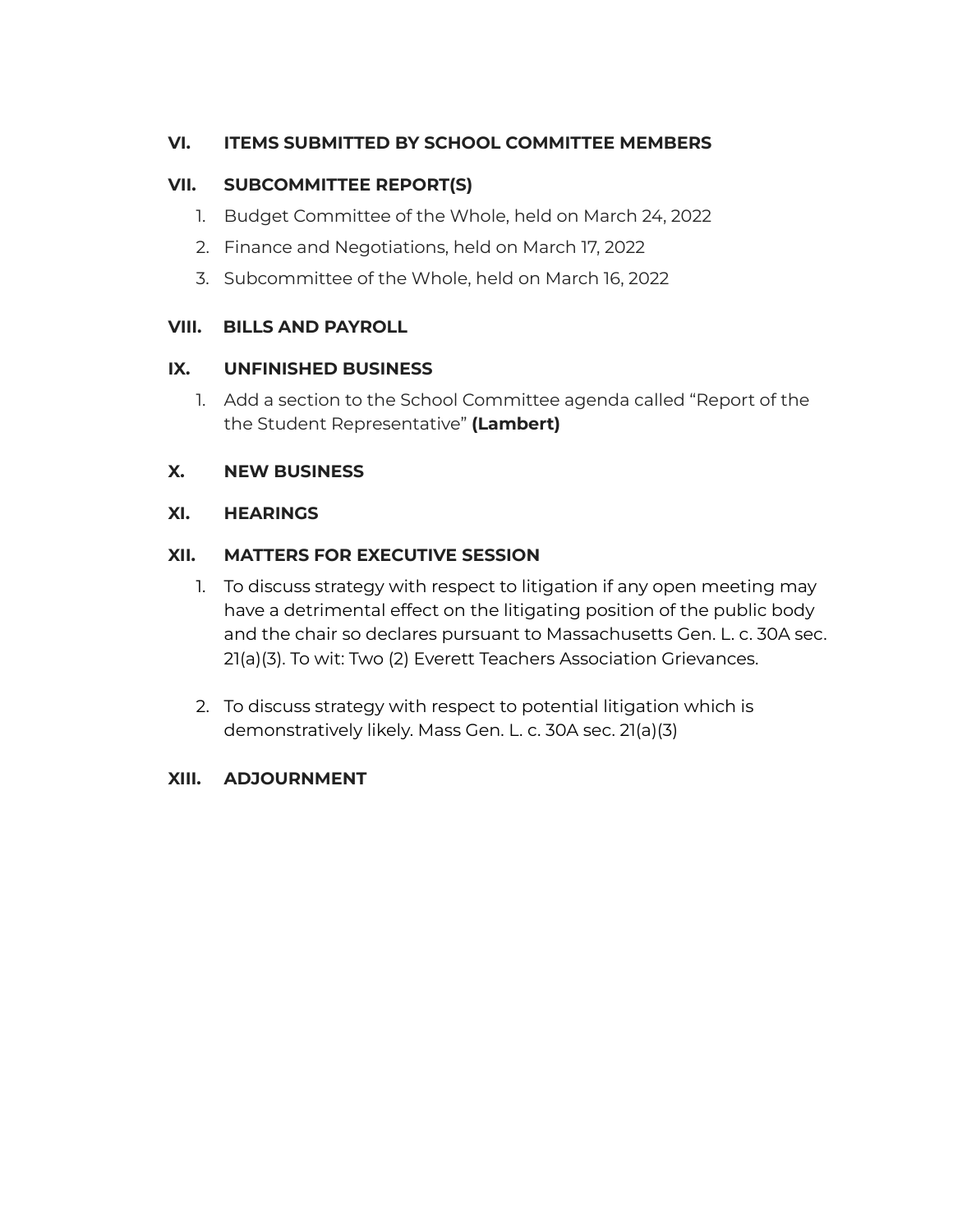## VI. ITEMS SUBMITTED BY SCHOOL COMMITTEE MEMBERS

## VII. SUBCOMMITTEE REPORT(S)

1. Budget Committee of the Whole, held on March 24, 2022
2. Finance and Negotiations, held on March 17, 2022
3. Subcommittee of the Whole, held on March 16, 2022

## VIII. BILLS AND PAYROLL

## IX. UNFINISHED BUSINESS

1. Add a section to the School Committee agenda called "Report of the the Student Representative" **(Lambert)**

## X. NEW BUSINESS

## XI. HEARINGS

## XII. MATTERS FOR EXECUTIVE SESSION

1. To discuss strategy with respect to litigation if any open meeting may have a detrimental effect on the litigating position of the public body and the chair so declares pursuant to Massachusetts Gen. L. c. 30A sec. 21(a)(3). To wit: Two (2) Everett Teachers Association Grievances.

2. To discuss strategy with respect to potential litigation which is demonstratively likely. Mass Gen. L. c. 30A sec. 21(a)(3)

## XIII. ADJOURNMENT